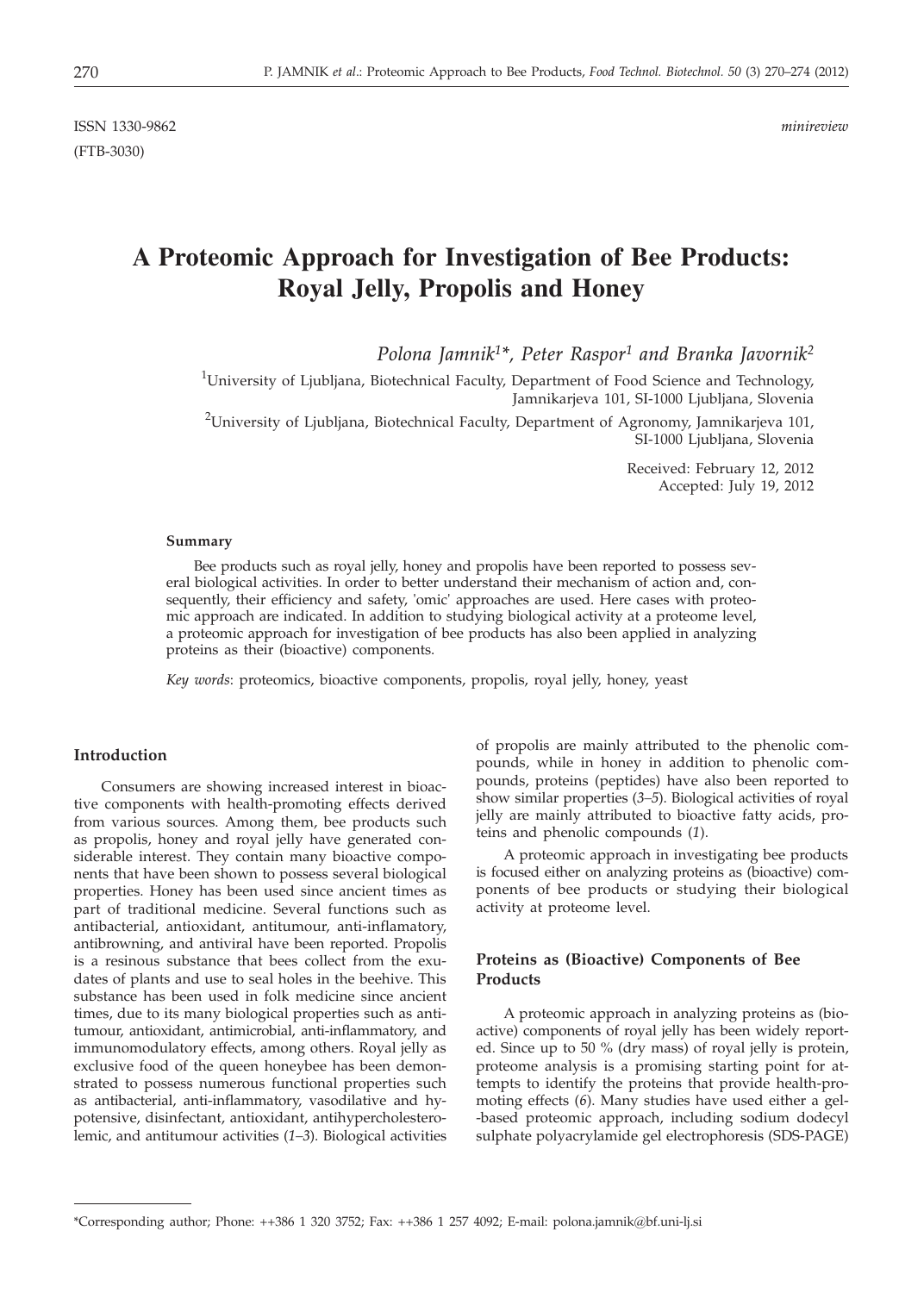ISSN 1330-9862 *minireview*
(FTB-3030)

# A Proteomic Approach for Investigation of Bee Products: Royal Jelly, Propolis and Honey

*Polona Jamnik[1]\*, Peter Raspor[1] and Branka Javornik[2]*

[1]University of Ljubljana, Biotechnical Faculty, Department of Food Science and Technology, Jamnikarjeva 101, SI-1000 Ljubljana, Slovenia

[2]University of Ljubljana, Biotechnical Faculty, Department of Agronomy, Jamnikarjeva 101, SI-1000 Ljubljana, Slovenia

Received: February 12, 2012
Accepted: July 19, 2012

### Summary

Bee products such as royal jelly, honey and propolis have been reported to possess several biological activities. In order to better understand their mechanism of action and, consequently, their efficiency and safety, 'omic' approaches are used. Here cases with proteomic approach are indicated. In addition to studying biological activity at a proteome level, a proteomic approach for investigation of bee products has also been applied in analyzing proteins as their (bioactive) components.

*Key words*: proteomics, bioactive components, propolis, royal jelly, honey, yeast

## Introduction

Consumers are showing increased interest in bioactive components with health-promoting effects derived from various sources. Among them, bee products such as propolis, honey and royal jelly have generated considerable interest. They contain many bioactive components that have been shown to possess several biological properties. Honey has been used since ancient times as part of traditional medicine. Several functions such as antibacterial, antioxidant, antitumour, anti-inflamatory, antibrowning, and antiviral have been reported. Propolis is a resinous substance that bees collect from the exudates of plants and use to seal holes in the beehive. This substance has been used in folk medicine since ancient times, due to its many biological properties such as antitumour, antioxidant, antimicrobial, anti-inflammatory, and immunomodulatory effects, among others. Royal jelly as exclusive food of the queen honeybee has been demonstrated to possess numerous functional properties such as antibacterial, anti-inflammatory, vasodilative and hypotensive, disinfectant, antioxidant, antihypercholesterolemic, and antitumour activities (*1–3*). Biological activities of propolis are mainly attributed to the phenolic compounds, while in honey in addition to phenolic compounds, proteins (peptides) have also been reported to show similar properties (*3–5*). Biological activities of royal jelly are mainly attributed to bioactive fatty acids, proteins and phenolic compounds (*1*).

A proteomic approach in investigating bee products is focused either on analyzing proteins as (bioactive) components of bee products or studying their biological activity at proteome level.

## Proteins as (Bioactive) Components of Bee Products

A proteomic approach in analyzing proteins as (bioactive) components of royal jelly has been widely reported. Since up to 50 % (dry mass) of royal jelly is protein, proteome analysis is a promising starting point for attempts to identify the proteins that provide health-promoting effects (*6*). Many studies have used either a gel-based proteomic approach, including sodium dodecyl sulphate polyacrylamide gel electrophoresis (SDS-PAGE)

\*Corresponding author; Phone: ++386 1 320 3752; Fax: ++386 1 257 4092; E-mail: polona.jamnik@bf.uni-lj.si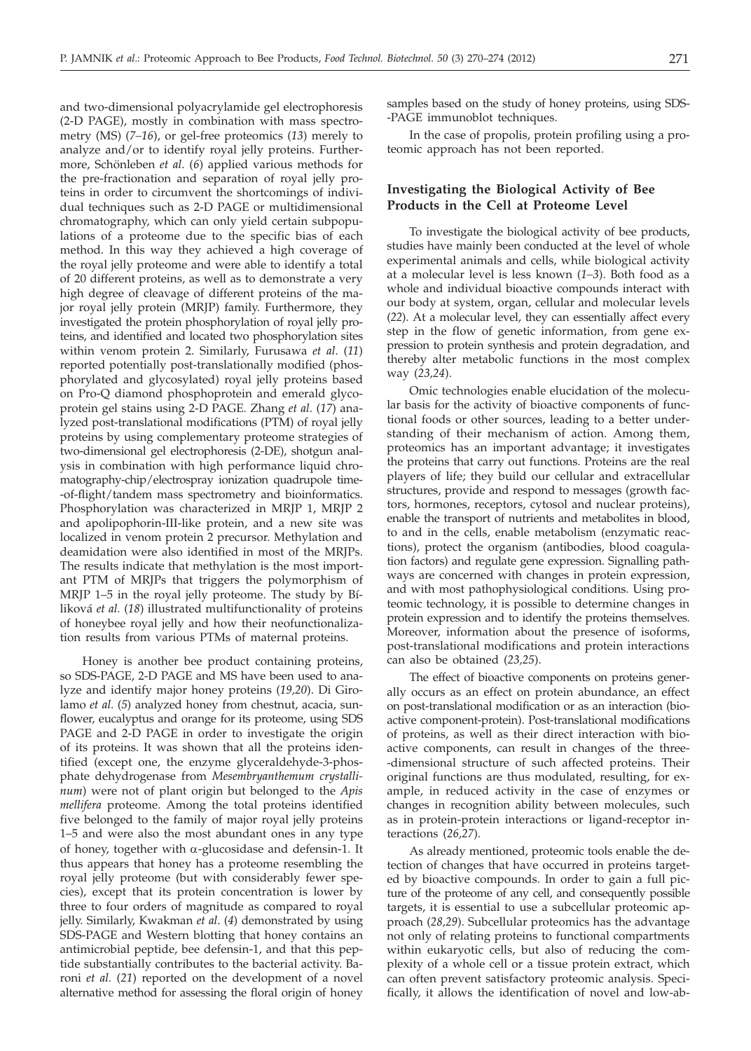and two-dimensional polyacrylamide gel electrophoresis (2-D PAGE), mostly in combination with mass spectrometry (MS) (*7–16*), or gel-free proteomics (*13*) merely to analyze and/or to identify royal jelly proteins. Furthermore, Schönleben *et al.* (*6*) applied various methods for the pre-fractionation and separation of royal jelly proteins in order to circumvent the shortcomings of individual techniques such as 2-D PAGE or multidimensional chromatography, which can only yield certain subpopulations of a proteome due to the specific bias of each method. In this way they achieved a high coverage of the royal jelly proteome and were able to identify a total of 20 different proteins, as well as to demonstrate a very high degree of cleavage of different proteins of the major royal jelly protein (MRJP) family. Furthermore, they investigated the protein phosphorylation of royal jelly proteins, and identified and located two phosphorylation sites within venom protein 2. Similarly, Furusawa *et al.* (*11*) reported potentially post-translationally modified (phosphorylated and glycosylated) royal jelly proteins based on Pro-Q diamond phosphoprotein and emerald glycoprotein gel stains using 2-D PAGE. Zhang *et al.* (*17*) analyzed post-translational modifications (PTM) of royal jelly proteins by using complementary proteome strategies of two-dimensional gel electrophoresis (2-DE), shotgun analysis in combination with high performance liquid chromatography-chip/electrospray ionization quadrupole time-of-flight/tandem mass spectrometry and bioinformatics. Phosphorylation was characterized in MRJP 1, MRJP 2 and apolipophorin-III-like protein, and a new site was localized in venom protein 2 precursor. Methylation and deamidation were also identified in most of the MRJPs. The results indicate that methylation is the most important PTM of MRJPs that triggers the polymorphism of MRJP 1–5 in the royal jelly proteome. The study by Bíliková *et al.* (*18*) illustrated multifunctionality of proteins of honeybee royal jelly and how their neofunctionalization results from various PTMs of maternal proteins.

Honey is another bee product containing proteins, so SDS-PAGE, 2-D PAGE and MS have been used to analyze and identify major honey proteins (*19,20*). Di Girolamo *et al.* (*5*) analyzed honey from chestnut, acacia, sunflower, eucalyptus and orange for its proteome, using SDS PAGE and 2-D PAGE in order to investigate the origin of its proteins. It was shown that all the proteins identified (except one, the enzyme glyceraldehyde-3-phosphate dehydrogenase from *Mesembryanthemum crystallinum*) were not of plant origin but belonged to the *Apis mellifera* proteome. Among the total proteins identified five belonged to the family of major royal jelly proteins 1–5 and were also the most abundant ones in any type of honey, together with α-glucosidase and defensin-1. It thus appears that honey has a proteome resembling the royal jelly proteome (but with considerably fewer species), except that its protein concentration is lower by three to four orders of magnitude as compared to royal jelly. Similarly, Kwakman *et al.* (*4*) demonstrated by using SDS-PAGE and Western blotting that honey contains an antimicrobial peptide, bee defensin-1, and that this peptide substantially contributes to the bacterial activity. Baroni *et al.* (*21*) reported on the development of a novel alternative method for assessing the floral origin of honey samples based on the study of honey proteins, using SDS-PAGE immunoblot techniques.

In the case of propolis, protein profiling using a proteomic approach has not been reported.

## Investigating the Biological Activity of Bee Products in the Cell at Proteome Level

To investigate the biological activity of bee products, studies have mainly been conducted at the level of whole experimental animals and cells, while biological activity at a molecular level is less known (*1–3*). Both food as a whole and individual bioactive compounds interact with our body at system, organ, cellular and molecular levels (*22*). At a molecular level, they can essentially affect every step in the flow of genetic information, from gene expression to protein synthesis and protein degradation, and thereby alter metabolic functions in the most complex way (*23,24*).

Omic technologies enable elucidation of the molecular basis for the activity of bioactive components of functional foods or other sources, leading to a better understanding of their mechanism of action. Among them, proteomics has an important advantage; it investigates the proteins that carry out functions. Proteins are the real players of life; they build our cellular and extracellular structures, provide and respond to messages (growth factors, hormones, receptors, cytosol and nuclear proteins), enable the transport of nutrients and metabolites in blood, to and in the cells, enable metabolism (enzymatic reactions), protect the organism (antibodies, blood coagulation factors) and regulate gene expression. Signalling pathways are concerned with changes in protein expression, and with most pathophysiological conditions. Using proteomic technology, it is possible to determine changes in protein expression and to identify the proteins themselves. Moreover, information about the presence of isoforms, post-translational modifications and protein interactions can also be obtained (*23,25*).

The effect of bioactive components on proteins generally occurs as an effect on protein abundance, an effect on post-translational modification or as an interaction (bioactive component-protein). Post-translational modifications of proteins, as well as their direct interaction with bioactive components, can result in changes of the three-dimensional structure of such affected proteins. Their original functions are thus modulated, resulting, for example, in reduced activity in the case of enzymes or changes in recognition ability between molecules, such as in protein-protein interactions or ligand-receptor interactions (*26,27*).

As already mentioned, proteomic tools enable the detection of changes that have occurred in proteins targeted by bioactive compounds. In order to gain a full picture of the proteome of any cell, and consequently possible targets, it is essential to use a subcellular proteomic approach (*28,29*). Subcellular proteomics has the advantage not only of relating proteins to functional compartments within eukaryotic cells, but also of reducing the complexity of a whole cell or a tissue protein extract, which can often prevent satisfactory proteomic analysis. Specifically, it allows the identification of novel and low-ab-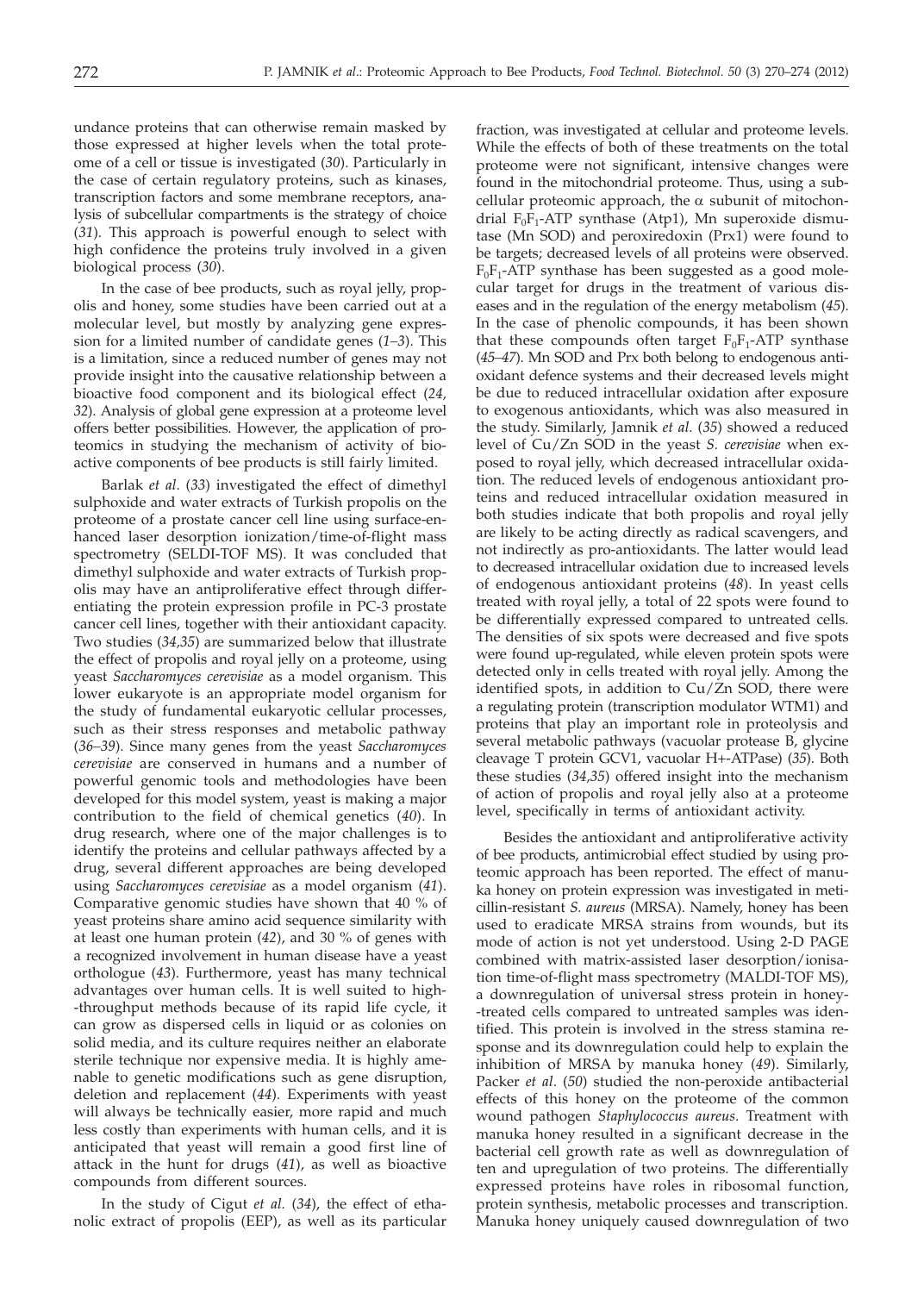undance proteins that can otherwise remain masked by those expressed at higher levels when the total proteome of a cell or tissue is investigated (*30*). Particularly in the case of certain regulatory proteins, such as kinases, transcription factors and some membrane receptors, analysis of subcellular compartments is the strategy of choice (*31*). This approach is powerful enough to select with high confidence the proteins truly involved in a given biological process (*30*).

In the case of bee products, such as royal jelly, propolis and honey, some studies have been carried out at a molecular level, but mostly by analyzing gene expression for a limited number of candidate genes (*1–3*). This is a limitation, since a reduced number of genes may not provide insight into the causative relationship between a bioactive food component and its biological effect (*24, 32*). Analysis of global gene expression at a proteome level offers better possibilities. However, the application of proteomics in studying the mechanism of activity of bioactive components of bee products is still fairly limited.

Barlak *et al.* (*33*) investigated the effect of dimethyl sulphoxide and water extracts of Turkish propolis on the proteome of a prostate cancer cell line using surface-enhanced laser desorption ionization/time-of-flight mass spectrometry (SELDI-TOF MS). It was concluded that dimethyl sulphoxide and water extracts of Turkish propolis may have an antiproliferative effect through differentiating the protein expression profile in PC-3 prostate cancer cell lines, together with their antioxidant capacity. Two studies (*34,35*) are summarized below that illustrate the effect of propolis and royal jelly on a proteome, using yeast *Saccharomyces cerevisiae* as a model organism. This lower eukaryote is an appropriate model organism for the study of fundamental eukaryotic cellular processes, such as their stress responses and metabolic pathway (*36–39*). Since many genes from the yeast *Saccharomyces cerevisiae* are conserved in humans and a number of powerful genomic tools and methodologies have been developed for this model system, yeast is making a major contribution to the field of chemical genetics (*40*). In drug research, where one of the major challenges is to identify the proteins and cellular pathways affected by a drug, several different approaches are being developed using *Saccharomyces cerevisiae* as a model organism (*41*). Comparative genomic studies have shown that 40 % of yeast proteins share amino acid sequence similarity with at least one human protein (*42*), and 30 % of genes with a recognized involvement in human disease have a yeast orthologue (*43*). Furthermore, yeast has many technical advantages over human cells. It is well suited to high-throughput methods because of its rapid life cycle, it can grow as dispersed cells in liquid or as colonies on solid media, and its culture requires neither an elaborate sterile technique nor expensive media. It is highly amenable to genetic modifications such as gene disruption, deletion and replacement (*44*). Experiments with yeast will always be technically easier, more rapid and much less costly than experiments with human cells, and it is anticipated that yeast will remain a good first line of attack in the hunt for drugs (*41*), as well as bioactive compounds from different sources.

In the study of Cigut *et al.* (*34*), the effect of ethanolic extract of propolis (EEP), as well as its particular fraction, was investigated at cellular and proteome levels. While the effects of both of these treatments on the total proteome were not significant, intensive changes were found in the mitochondrial proteome. Thus, using a subcellular proteomic approach, the α subunit of mitochondrial $F_0F_1$-ATP synthase (Atp1), Mn superoxide dismutase (Mn SOD) and peroxiredoxin (Prx1) were found to be targets; decreased levels of all proteins were observed. $F_0F_1$-ATP synthase has been suggested as a good molecular target for drugs in the treatment of various diseases and in the regulation of the energy metabolism (*45*). In the case of phenolic compounds, it has been shown that these compounds often target $F_0F_1$-ATP synthase (*45–47*). Mn SOD and Prx both belong to endogenous antioxidant defence systems and their decreased levels might be due to reduced intracellular oxidation after exposure to exogenous antioxidants, which was also measured in the study. Similarly, Jamnik *et al.* (*35*) showed a reduced level of Cu/Zn SOD in the yeast *S. cerevisiae* when exposed to royal jelly, which decreased intracellular oxidation. The reduced levels of endogenous antioxidant proteins and reduced intracellular oxidation measured in both studies indicate that both propolis and royal jelly are likely to be acting directly as radical scavengers, and not indirectly as pro-antioxidants. The latter would lead to decreased intracellular oxidation due to increased levels of endogenous antioxidant proteins (*48*). In yeast cells treated with royal jelly, a total of 22 spots were found to be differentially expressed compared to untreated cells. The densities of six spots were decreased and five spots were found up-regulated, while eleven protein spots were detected only in cells treated with royal jelly. Among the identified spots, in addition to Cu/Zn SOD, there were a regulating protein (transcription modulator WTM1) and proteins that play an important role in proteolysis and several metabolic pathways (vacuolar protease B, glycine cleavage T protein GCV1, vacuolar H+-ATPase) (*35*). Both these studies (*34,35*) offered insight into the mechanism of action of propolis and royal jelly also at a proteome level, specifically in terms of antioxidant activity.

Besides the antioxidant and antiproliferative activity of bee products, antimicrobial effect studied by using proteomic approach has been reported. The effect of manuka honey on protein expression was investigated in meticillin-resistant *S. aureus* (MRSA). Namely, honey has been used to eradicate MRSA strains from wounds, but its mode of action is not yet understood. Using 2-D PAGE combined with matrix-assisted laser desorption/ionisation time-of-flight mass spectrometry (MALDI-TOF MS), a downregulation of universal stress protein in honey-treated cells compared to untreated samples was identified. This protein is involved in the stress stamina response and its downregulation could help to explain the inhibition of MRSA by manuka honey (*49*). Similarly, Packer *et al.* (*50*) studied the non-peroxide antibacterial effects of this honey on the proteome of the common wound pathogen *Staphylococcus aureus*. Treatment with manuka honey resulted in a significant decrease in the bacterial cell growth rate as well as downregulation of ten and upregulation of two proteins. The differentially expressed proteins have roles in ribosomal function, protein synthesis, metabolic processes and transcription. Manuka honey uniquely caused downregulation of two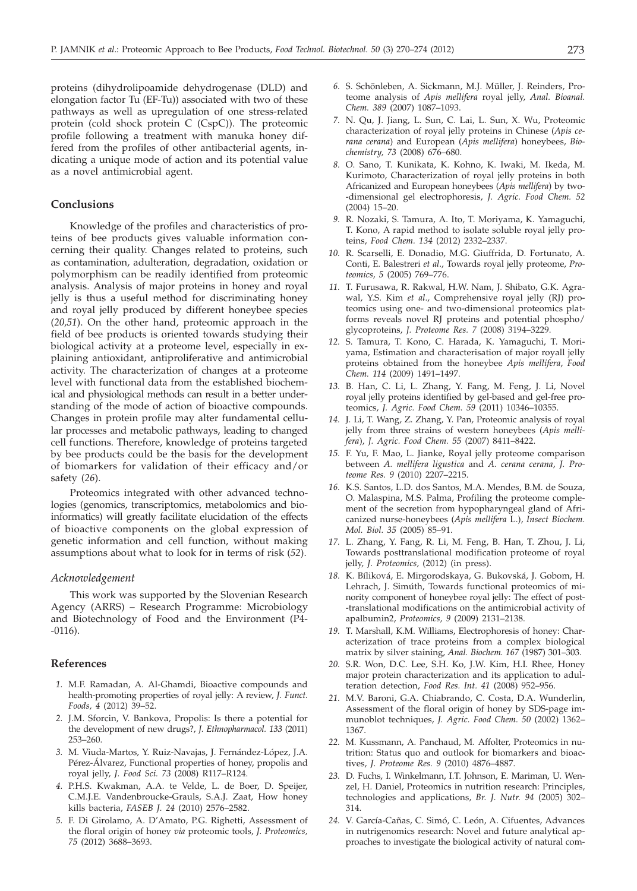proteins (dihydrolipoamide dehydrogenase (DLD) and elongation factor Tu (EF-Tu)) associated with two of these pathways as well as upregulation of one stress-related protein (cold shock protein C (CspC)). The proteomic profile following a treatment with manuka honey differed from the profiles of other antibacterial agents, indicating a unique mode of action and its potential value as a novel antimicrobial agent.

## Conclusions

Knowledge of the profiles and characteristics of proteins of bee products gives valuable information concerning their quality. Changes related to proteins, such as contamination, adulteration, degradation, oxidation or polymorphism can be readily identified from proteomic analysis. Analysis of major proteins in honey and royal jelly is thus a useful method for discriminating honey and royal jelly produced by different honeybee species (*20,51*). On the other hand, proteomic approach in the field of bee products is oriented towards studying their biological activity at a proteome level, especially in explaining antioxidant, antiproliferative and antimicrobial activity. The characterization of changes at a proteome level with functional data from the established biochemical and physiological methods can result in a better understanding of the mode of action of bioactive compounds. Changes in protein profile may alter fundamental cellular processes and metabolic pathways, leading to changed cell functions. Therefore, knowledge of proteins targeted by bee products could be the basis for the development of biomarkers for validation of their efficacy and/or safety (*26*).

Proteomics integrated with other advanced technologies (genomics, transcriptomics, metabolomics and bioinformatics) will greatly facilitate elucidation of the effects of bioactive components on the global expression of genetic information and cell function, without making assumptions about what to look for in terms of risk (*52*).

### *Acknowledgement*

This work was supported by the Slovenian Research Agency (ARRS) – Research Programme: Microbiology and Biotechnology of Food and the Environment (P4-0116).

## References

1. M.F. Ramadan, A. Al-Ghamdi, Bioactive compounds and health-promoting properties of royal jelly: A review, *J. Funct. Foods, 4* (2012) 39–52.
2. J.M. Sforcin, V. Bankova, Propolis: Is there a potential for the development of new drugs?, *J. Ethnopharmacol. 133* (2011) 253–260.
3. M. Viuda-Martos, Y. Ruiz-Navajas, J. Fernández-López, J.A. Pérez-Álvarez, Functional properties of honey, propolis and royal jelly, *J. Food Sci. 73* (2008) R117–R124.
4. P.H.S. Kwakman, A.A. te Velde, L. de Boer, D. Speijer, C.M.J.E. Vandenbroucke-Grauls, S.A.J. Zaat, How honey kills bacteria, *FASEB J. 24* (2010) 2576–2582.
5. F. Di Girolamo, A. D'Amato, P.G. Righetti, Assessment of the floral origin of honey *via* proteomic tools, *J. Proteomics, 75* (2012) 3688–3693.
6. S. Schönleben, A. Sickmann, M.J. Müller, J. Reinders, Proteome analysis of *Apis mellifera* royal jelly, *Anal. Bioanal. Chem. 389* (2007) 1087–1093.
7. N. Qu, J. Jiang, L. Sun, C. Lai, L. Sun, X. Wu, Proteomic characterization of royal jelly proteins in Chinese (*Apis cerana cerana*) and European (*Apis mellifera*) honeybees, *Biochemistry, 73* (2008) 676–680.
8. O. Sano, T. Kunikata, K. Kohno, K. Iwaki, M. Ikeda, M. Kurimoto, Characterization of royal jelly proteins in both Africanized and European honeybees (*Apis mellifera*) by two-dimensional gel electrophoresis, *J. Agric. Food Chem. 52* (2004) 15–20.
9. R. Nozaki, S. Tamura, A. Ito, T. Moriyama, K. Yamaguchi, T. Kono, A rapid method to isolate soluble royal jelly proteins, *Food Chem. 134* (2012) 2332–2337.
10. R. Scarselli, E. Donadio, M.G. Giuffrida, D. Fortunato, A. Conti, E. Balestreri *et al.*, Towards royal jelly proteome, *Proteomics, 5* (2005) 769–776.
11. T. Furusawa, R. Rakwal, H.W. Nam, J. Shibato, G.K. Agrawal, Y.S. Kim *et al.*, Comprehensive royal jelly (RJ) proteomics using one- and two-dimensional proteomics platforms reveals novel RJ proteins and potential phospho/glycoproteins, *J. Proteome Res. 7* (2008) 3194–3229.
12. S. Tamura, T. Kono, C. Harada, K. Yamaguchi, T. Moriyama, Estimation and characterisation of major royall jelly proteins obtained from the honeybee *Apis mellifera*, *Food Chem. 114* (2009) 1491–1497.
13. B. Han, C. Li, L. Zhang, Y. Fang, M. Feng, J. Li, Novel royal jelly proteins identified by gel-based and gel-free proteomics, *J. Agric. Food Chem. 59* (2011) 10346–10355.
14. J. Li, T. Wang, Z. Zhang, Y. Pan, Proteomic analysis of royal jelly from three strains of western honeybees (*Apis mellifera*), *J. Agric. Food Chem. 55* (2007) 8411–8422.
15. F. Yu, F. Mao, L. Jianke, Royal jelly proteome comparison between *A. mellifera ligustica* and *A. cerana cerana*, *J. Proteome Res. 9* (2010) 2207–2215.
16. K.S. Santos, L.D. dos Santos, M.A. Mendes, B.M. de Souza, O. Malaspina, M.S. Palma, Profiling the proteome complement of the secretion from hypopharyngeal gland of Africanized nurse-honeybees (*Apis mellifera* L.), *Insect Biochem. Mol. Biol. 35* (2005) 85–91.
17. L. Zhang, Y. Fang, R. Li, M. Feng, B. Han, T. Zhou, J. Li, Towards posttranslational modification proteome of royal jelly, *J. Proteomics,* (2012) (in press).
18. K. Bíliková, E. Mirgorodskaya, G. Bukovská, J. Gobom, H. Lehrach, J. Simúth, Towards functional proteomics of minority component of honeybee royal jelly: The effect of post-translational modifications on the antimicrobial activity of apalbumin2, *Proteomics, 9* (2009) 2131–2138.
19. T. Marshall, K.M. Williams, Electrophoresis of honey: Characterization of trace proteins from a complex biological matrix by silver staining, *Anal. Biochem. 167* (1987) 301–303.
20. S.R. Won, D.C. Lee, S.H. Ko, J.W. Kim, H.I. Rhee, Honey major protein characterization and its application to adulteration detection, *Food Res. Int. 41* (2008) 952–956.
21. M.V. Baroni, G.A. Chiabrando, C. Costa, D.A. Wunderlin, Assessment of the floral origin of honey by SDS-page immunoblot techniques, *J. Agric. Food Chem. 50* (2002) 1362–1367.
22. M. Kussmann, A. Panchaud, M. Affolter, Proteomics in nutrition: Status quo and outlook for biomarkers and bioactives, *J. Proteome Res. 9* (2010) 4876–4887.
23. D. Fuchs, I. Winkelmann, I.T. Johnson, E. Mariman, U. Wenzel, H. Daniel, Proteomics in nutrition research: Principles, technologies and applications, *Br. J. Nutr. 94* (2005) 302–314.
24. V. García-Cañas, C. Simó, C. León, A. Cifuentes, Advances in nutrigenomics research: Novel and future analytical approaches to investigate the biological activity of natural com-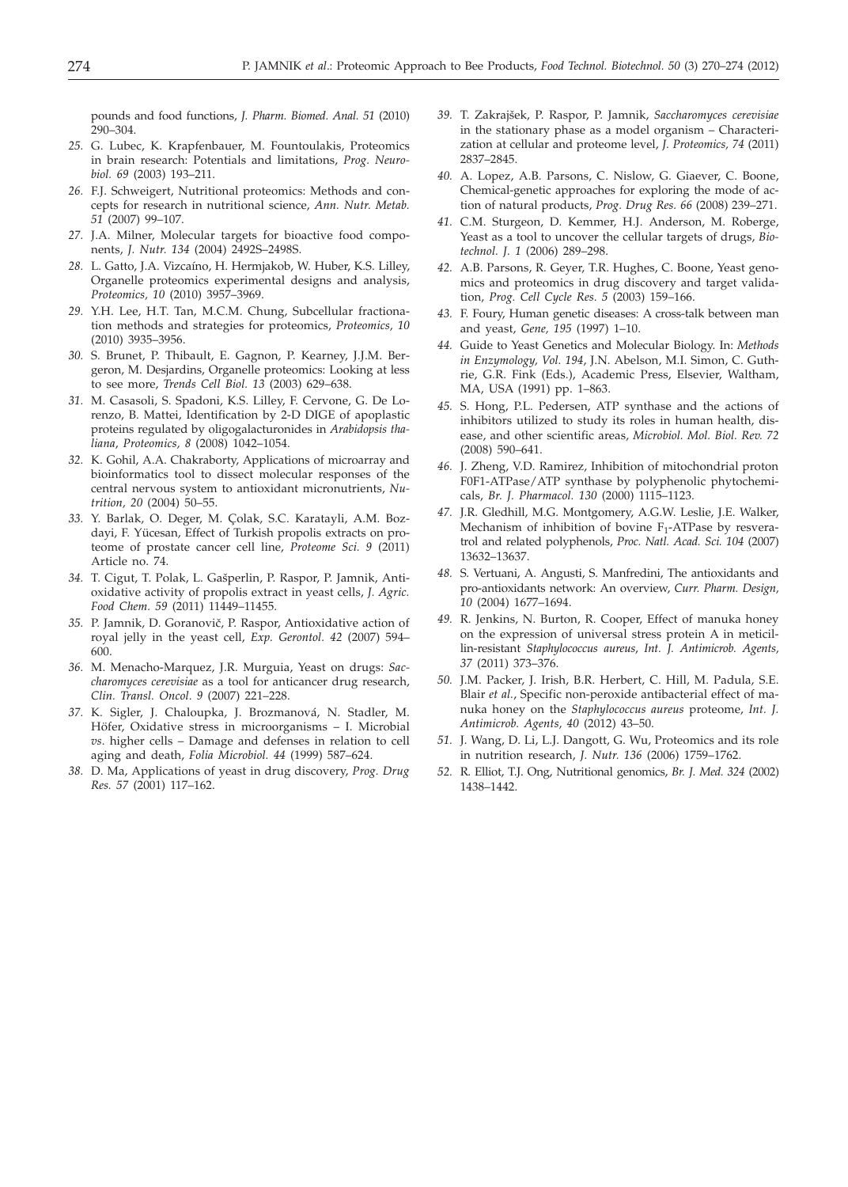pounds and food functions, *J. Pharm. Biomed. Anal. 51* (2010) 290–304.

25. G. Lubec, K. Krapfenbauer, M. Fountoulakis, Proteomics in brain research: Potentials and limitations, *Prog. Neurobiol. 69* (2003) 193–211.

26. F.J. Schweigert, Nutritional proteomics: Methods and concepts for research in nutritional science, *Ann. Nutr. Metab. 51* (2007) 99–107.

27. J.A. Milner, Molecular targets for bioactive food components, *J. Nutr. 134* (2004) 2492S–2498S.

28. L. Gatto, J.A. Vizcaíno, H. Hermjakob, W. Huber, K.S. Lilley, Organelle proteomics experimental designs and analysis, *Proteomics, 10* (2010) 3957–3969.

29. Y.H. Lee, H.T. Tan, M.C.M. Chung, Subcellular fractionation methods and strategies for proteomics, *Proteomics, 10* (2010) 3935–3956.

30. S. Brunet, P. Thibault, E. Gagnon, P. Kearney, J.J.M. Bergeron, M. Desjardins, Organelle proteomics: Looking at less to see more, *Trends Cell Biol. 13* (2003) 629–638.

31. M. Casasoli, S. Spadoni, K.S. Lilley, F. Cervone, G. De Lorenzo, B. Mattei, Identification by 2-D DIGE of apoplastic proteins regulated by oligogalacturonides in *Arabidopsis thaliana*, *Proteomics, 8* (2008) 1042–1054.

32. K. Gohil, A.A. Chakraborty, Applications of microarray and bioinformatics tool to dissect molecular responses of the central nervous system to antioxidant micronutrients, *Nutrition, 20* (2004) 50–55.

33. Y. Barlak, O. Deger, M. Çolak, S.C. Karatayli, A.M. Bozdayi, F. Yücesan, Effect of Turkish propolis extracts on proteome of prostate cancer cell line, *Proteome Sci. 9* (2011) Article no. 74.

34. T. Cigut, T. Polak, L. Gašperlin, P. Raspor, P. Jamnik, Antioxidative activity of propolis extract in yeast cells, *J. Agric. Food Chem. 59* (2011) 11449–11455.

35. P. Jamnik, D. Goranovič, P. Raspor, Antioxidative action of royal jelly in the yeast cell, *Exp. Gerontol. 42* (2007) 594–600.

36. M. Menacho-Marquez, J.R. Murguia, Yeast on drugs: *Saccharomyces cerevisiae* as a tool for anticancer drug research, *Clin. Transl. Oncol. 9* (2007) 221–228.

37. K. Sigler, J. Chaloupka, J. Brozmanová, N. Stadler, M. Höfer, Oxidative stress in microorganisms – I. Microbial *vs.* higher cells – Damage and defenses in relation to cell aging and death, *Folia Microbiol. 44* (1999) 587–624.

38. D. Ma, Applications of yeast in drug discovery, *Prog. Drug Res. 57* (2001) 117–162.

39. T. Zakrajšek, P. Raspor, P. Jamnik, *Saccharomyces cerevisiae* in the stationary phase as a model organism – Characterization at cellular and proteome level, *J. Proteomics, 74* (2011) 2837–2845.

40. A. Lopez, A.B. Parsons, C. Nislow, G. Giaever, C. Boone, Chemical-genetic approaches for exploring the mode of action of natural products, *Prog. Drug Res. 66* (2008) 239–271.

41. C.M. Sturgeon, D. Kemmer, H.J. Anderson, M. Roberge, Yeast as a tool to uncover the cellular targets of drugs, *Biotechnol. J. 1* (2006) 289–298.

42. A.B. Parsons, R. Geyer, T.R. Hughes, C. Boone, Yeast genomics and proteomics in drug discovery and target validation, *Prog. Cell Cycle Res. 5* (2003) 159–166.

43. F. Foury, Human genetic diseases: A cross-talk between man and yeast, *Gene, 195* (1997) 1–10.

44. Guide to Yeast Genetics and Molecular Biology. In: *Methods in Enzymology, Vol. 194*, J.N. Abelson, M.I. Simon, C. Guthrie, G.R. Fink (Eds.), Academic Press, Elsevier, Waltham, MA, USA (1991) pp. 1–863.

45. S. Hong, P.L. Pedersen, ATP synthase and the actions of inhibitors utilized to study its roles in human health, disease, and other scientific areas, *Microbiol. Mol. Biol. Rev. 72* (2008) 590–641.

46. J. Zheng, V.D. Ramirez, Inhibition of mitochondrial proton F0F1-ATPase/ATP synthase by polyphenolic phytochemicals, *Br. J. Pharmacol. 130* (2000) 1115–1123.

47. J.R. Gledhill, M.G. Montgomery, A.G.W. Leslie, J.E. Walker, Mechanism of inhibition of bovine $F_1$-ATPase by resveratrol and related polyphenols, *Proc. Natl. Acad. Sci. 104* (2007) 13632–13637.

48. S. Vertuani, A. Angusti, S. Manfredini, The antioxidants and pro-antioxidants network: An overview, *Curr. Pharm. Design, 10* (2004) 1677–1694.

49. R. Jenkins, N. Burton, R. Cooper, Effect of manuka honey on the expression of universal stress protein A in meticillin-resistant *Staphylococcus aureus*, *Int. J. Antimicrob. Agents, 37* (2011) 373–376.

50. J.M. Packer, J. Irish, B.R. Herbert, C. Hill, M. Padula, S.E. Blair *et al.*, Specific non-peroxide antibacterial effect of manuka honey on the *Staphylococcus aureus* proteome, *Int. J. Antimicrob. Agents, 40* (2012) 43–50.

51. J. Wang, D. Li, L.J. Dangott, G. Wu, Proteomics and its role in nutrition research, *J. Nutr. 136* (2006) 1759–1762.

52. R. Elliot, T.J. Ong, Nutritional genomics, *Br. J. Med. 324* (2002) 1438–1442.